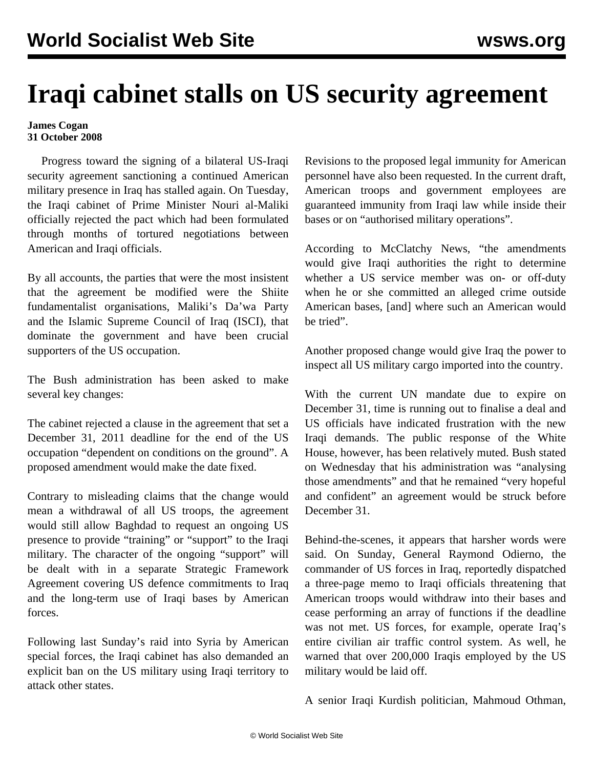# Iraqi cabinet stalls on US security agreement

**James Cogan**
**31 October 2008**

Progress toward the signing of a bilateral US-Iraqi security agreement sanctioning a continued American military presence in Iraq has stalled again. On Tuesday, the Iraqi cabinet of Prime Minister Nouri al-Maliki officially rejected the pact which had been formulated through months of tortured negotiations between American and Iraqi officials.

By all accounts, the parties that were the most insistent that the agreement be modified were the Shiite fundamentalist organisations, Maliki's Da'wa Party and the Islamic Supreme Council of Iraq (ISCI), that dominate the government and have been crucial supporters of the US occupation.

The Bush administration has been asked to make several key changes:

The cabinet rejected a clause in the agreement that set a December 31, 2011 deadline for the end of the US occupation "dependent on conditions on the ground". A proposed amendment would make the date fixed.

Contrary to misleading claims that the change would mean a withdrawal of all US troops, the agreement would still allow Baghdad to request an ongoing US presence to provide "training" or "support" to the Iraqi military. The character of the ongoing "support" will be dealt with in a separate Strategic Framework Agreement covering US defence commitments to Iraq and the long-term use of Iraqi bases by American forces.

Following last Sunday's raid into Syria by American special forces, the Iraqi cabinet has also demanded an explicit ban on the US military using Iraqi territory to attack other states.

Revisions to the proposed legal immunity for American personnel have also been requested. In the current draft, American troops and government employees are guaranteed immunity from Iraqi law while inside their bases or on "authorised military operations".

According to McClatchy News, "the amendments would give Iraqi authorities the right to determine whether a US service member was on- or off-duty when he or she committed an alleged crime outside American bases, [and] where such an American would be tried".

Another proposed change would give Iraq the power to inspect all US military cargo imported into the country.

With the current UN mandate due to expire on December 31, time is running out to finalise a deal and US officials have indicated frustration with the new Iraqi demands. The public response of the White House, however, has been relatively muted. Bush stated on Wednesday that his administration was "analysing those amendments" and that he remained "very hopeful and confident" an agreement would be struck before December 31.

Behind-the-scenes, it appears that harsher words were said. On Sunday, General Raymond Odierno, the commander of US forces in Iraq, reportedly dispatched a three-page memo to Iraqi officials threatening that American troops would withdraw into their bases and cease performing an array of functions if the deadline was not met. US forces, for example, operate Iraq's entire civilian air traffic control system. As well, he warned that over 200,000 Iraqis employed by the US military would be laid off.

A senior Iraqi Kurdish politician, Mahmoud Othman,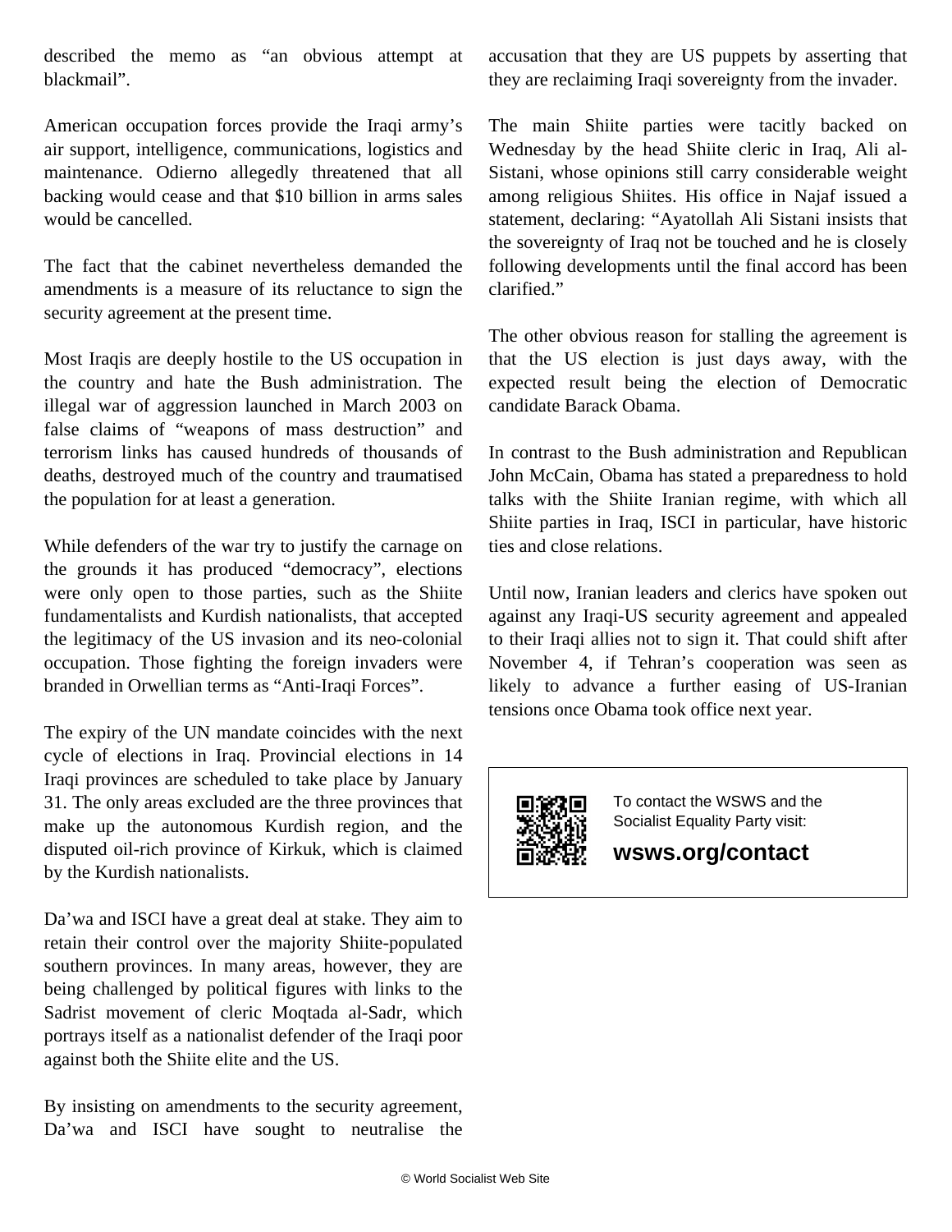described the memo as "an obvious attempt at blackmail".

American occupation forces provide the Iraqi army's air support, intelligence, communications, logistics and maintenance. Odierno allegedly threatened that all backing would cease and that $10 billion in arms sales would be cancelled.

The fact that the cabinet nevertheless demanded the amendments is a measure of its reluctance to sign the security agreement at the present time.

Most Iraqis are deeply hostile to the US occupation in the country and hate the Bush administration. The illegal war of aggression launched in March 2003 on false claims of "weapons of mass destruction" and terrorism links has caused hundreds of thousands of deaths, destroyed much of the country and traumatised the population for at least a generation.

While defenders of the war try to justify the carnage on the grounds it has produced "democracy", elections were only open to those parties, such as the Shiite fundamentalists and Kurdish nationalists, that accepted the legitimacy of the US invasion and its neo-colonial occupation. Those fighting the foreign invaders were branded in Orwellian terms as "Anti-Iraqi Forces".

The expiry of the UN mandate coincides with the next cycle of elections in Iraq. Provincial elections in 14 Iraqi provinces are scheduled to take place by January 31. The only areas excluded are the three provinces that make up the autonomous Kurdish region, and the disputed oil-rich province of Kirkuk, which is claimed by the Kurdish nationalists.

Da'wa and ISCI have a great deal at stake. They aim to retain their control over the majority Shiite-populated southern provinces. In many areas, however, they are being challenged by political figures with links to the Sadrist movement of cleric Moqtada al-Sadr, which portrays itself as a nationalist defender of the Iraqi poor against both the Shiite elite and the US.

By insisting on amendments to the security agreement, Da'wa and ISCI have sought to neutralise the accusation that they are US puppets by asserting that they are reclaiming Iraqi sovereignty from the invader.

The main Shiite parties were tacitly backed on Wednesday by the head Shiite cleric in Iraq, Ali al-Sistani, whose opinions still carry considerable weight among religious Shiites. His office in Najaf issued a statement, declaring: "Ayatollah Ali Sistani insists that the sovereignty of Iraq not be touched and he is closely following developments until the final accord has been clarified."

The other obvious reason for stalling the agreement is that the US election is just days away, with the expected result being the election of Democratic candidate Barack Obama.

In contrast to the Bush administration and Republican John McCain, Obama has stated a preparedness to hold talks with the Shiite Iranian regime, with which all Shiite parties in Iraq, ISCI in particular, have historic ties and close relations.

Until now, Iranian leaders and clerics have spoken out against any Iraqi-US security agreement and appealed to their Iraqi allies not to sign it. That could shift after November 4, if Tehran's cooperation was seen as likely to advance a further easing of US-Iranian tensions once Obama took office next year.

To contact the WSWS and the Socialist Equality Party visit:

**wsws.org/contact**